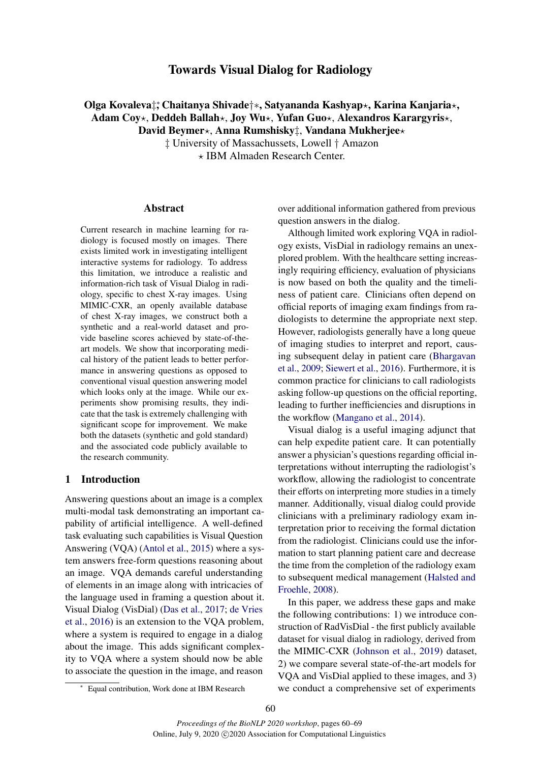# Towards Visual Dialog for Radiology

**Olga Kovaleva‡[*], Chaitanya Shivade†[*], Satyananda Kashyap⋆, Karina Kanjaria⋆, Adam Coy⋆, Deddeh Ballah⋆, Joy Wu⋆, Yufan Guo⋆, Alexandros Karargyris⋆, David Beymer⋆, Anna Rumshisky‡, Vandana Mukherjee⋆**

‡ University of Massachussets, Lowell † Amazon

⋆ IBM Almaden Research Center.

## Abstract

Current research in machine learning for radiology is focused mostly on images. There exists limited work in investigating intelligent interactive systems for radiology. To address this limitation, we introduce a realistic and information-rich task of Visual Dialog in radiology, specific to chest X-ray images. Using MIMIC-CXR, an openly available database of chest X-ray images, we construct both a synthetic and a real-world dataset and provide baseline scores achieved by state-of-the-art models. We show that incorporating medical history of the patient leads to better performance in answering questions as opposed to conventional visual question answering model which looks only at the image. While our experiments show promising results, they indicate that the task is extremely challenging with significant scope for improvement. We make both the datasets (synthetic and gold standard) and the associated code publicly available to the research community.

## 1 Introduction

Answering questions about an image is a complex multi-modal task demonstrating an important capability of artificial intelligence. A well-defined task evaluating such capabilities is Visual Question Answering (VQA) (Antol et al., 2015) where a system answers free-form questions reasoning about an image. VQA demands careful understanding of elements in an image along with intricacies of the language used in framing a question about it. Visual Dialog (VisDial) (Das et al., 2017; de Vries et al., 2016) is an extension to the VQA problem, where a system is required to engage in a dialog about the image. This adds significant complexity to VQA where a system should now be able to associate the question in the image, and reason over additional information gathered from previous question answers in the dialog.

Although limited work exploring VQA in radiology exists, VisDial in radiology remains an unexplored problem. With the healthcare setting increasingly requiring efficiency, evaluation of physicians is now based on both the quality and the timeliness of patient care. Clinicians often depend on official reports of imaging exam findings from radiologists to determine the appropriate next step. However, radiologists generally have a long queue of imaging studies to interpret and report, causing subsequent delay in patient care (Bhargavan et al., 2009; Siewert et al., 2016). Furthermore, it is common practice for clinicians to call radiologists asking follow-up questions on the official reporting, leading to further inefficiencies and disruptions in the workflow (Mangano et al., 2014).

Visual dialog is a useful imaging adjunct that can help expedite patient care. It can potentially answer a physician's questions regarding official interpretations without interrupting the radiologist's workflow, allowing the radiologist to concentrate their efforts on interpreting more studies in a timely manner. Additionally, visual dialog could provide clinicians with a preliminary radiology exam interpretation prior to receiving the formal dictation from the radiologist. Clinicians could use the information to start planning patient care and decrease the time from the completion of the radiology exam to subsequent medical management (Halsted and Froehle, 2008).

In this paper, we address these gaps and make the following contributions: 1) we introduce construction of RadVisDial - the first publicly available dataset for visual dialog in radiology, derived from the MIMIC-CXR (Johnson et al., 2019) dataset, 2) we compare several state-of-the-art models for VQA and VisDial applied to these images, and 3) we conduct a comprehensive set of experiments

[*] Equal contribution, Work done at IBM Research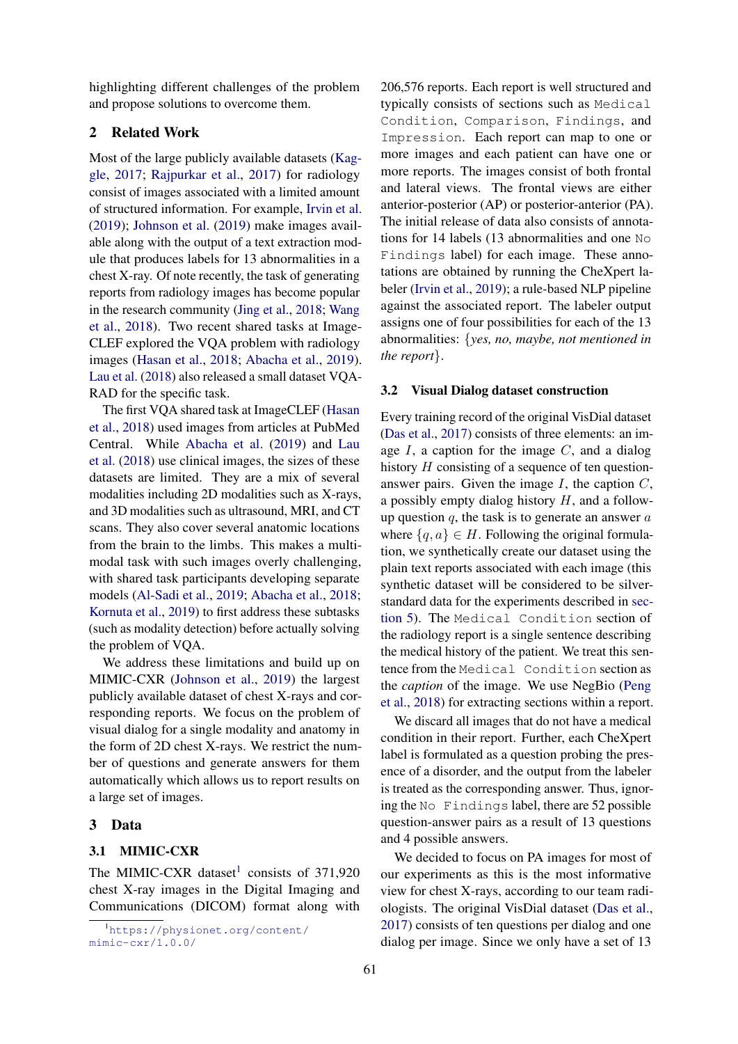highlighting different challenges of the problem and propose solutions to overcome them.

## 2 Related Work

Most of the large publicly available datasets (Kaggle, 2017; Rajpurkar et al., 2017) for radiology consist of images associated with a limited amount of structured information. For example, Irvin et al. (2019); Johnson et al. (2019) make images available along with the output of a text extraction module that produces labels for 13 abnormalities in a chest X-ray. Of note recently, the task of generating reports from radiology images has become popular in the research community (Jing et al., 2018; Wang et al., 2018). Two recent shared tasks at ImageCLEF explored the VQA problem with radiology images (Hasan et al., 2018; Abacha et al., 2019). Lau et al. (2018) also released a small dataset VQA-RAD for the specific task.

The first VQA shared task at ImageCLEF (Hasan et al., 2018) used images from articles at PubMed Central. While Abacha et al. (2019) and Lau et al. (2018) use clinical images, the sizes of these datasets are limited. They are a mix of several modalities including 2D modalities such as X-rays, and 3D modalities such as ultrasound, MRI, and CT scans. They also cover several anatomic locations from the brain to the limbs. This makes a multimodal task with such images overly challenging, with shared task participants developing separate models (Al-Sadi et al., 2019; Abacha et al., 2018; Kornuta et al., 2019) to first address these subtasks (such as modality detection) before actually solving the problem of VQA.

We address these limitations and build up on MIMIC-CXR (Johnson et al., 2019) the largest publicly available dataset of chest X-rays and corresponding reports. We focus on the problem of visual dialog for a single modality and anatomy in the form of 2D chest X-rays. We restrict the number of questions and generate answers for them automatically which allows us to report results on a large set of images.

## 3 Data

### 3.1 MIMIC-CXR

The MIMIC-CXR dataset[1] consists of 371,920 chest X-ray images in the Digital Imaging and Communications (DICOM) format along with 206,576 reports. Each report is well structured and typically consists of sections such as `Medical Condition`, `Comparison`, `Findings`, and `Impression`. Each report can map to one or more images and each patient can have one or more reports. The images consist of both frontal and lateral views. The frontal views are either anterior-posterior (AP) or posterior-anterior (PA). The initial release of data also consists of annotations for 14 labels (13 abnormalities and one `No Findings` label) for each image. These annotations are obtained by running the CheXpert labeler (Irvin et al., 2019); a rule-based NLP pipeline against the associated report. The labeler output assigns one of four possibilities for each of the 13 abnormalities: {*yes, no, maybe, not mentioned in the report*}.

[1] https://physionet.org/content/mimic-cxr/1.0.0/

### 3.2 Visual Dialog dataset construction

Every training record of the original VisDial dataset (Das et al., 2017) consists of three elements: an image $I$, a caption for the image $C$, and a dialog history $H$ consisting of a sequence of ten question-answer pairs. Given the image $I$, the caption $C$, a possibly empty dialog history $H$, and a follow-up question $q$, the task is to generate an answer $a$ where $\{q, a\} \in H$. Following the original formulation, we synthetically create our dataset using the plain text reports associated with each image (this synthetic dataset will be considered to be silver-standard data for the experiments described in section 5). The `Medical Condition` section of the radiology report is a single sentence describing the medical history of the patient. We treat this sentence from the `Medical Condition` section as the *caption* of the image. We use NegBio (Peng et al., 2018) for extracting sections within a report.

We discard all images that do not have a medical condition in their report. Further, each CheXpert label is formulated as a question probing the presence of a disorder, and the output from the labeler is treated as the corresponding answer. Thus, ignoring the `No Findings` label, there are 52 possible question-answer pairs as a result of 13 questions and 4 possible answers.

We decided to focus on PA images for most of our experiments as this is the most informative view for chest X-rays, according to our team radiologists. The original VisDial dataset (Das et al., 2017) consists of ten questions per dialog and one dialog per image. Since we only have a set of 13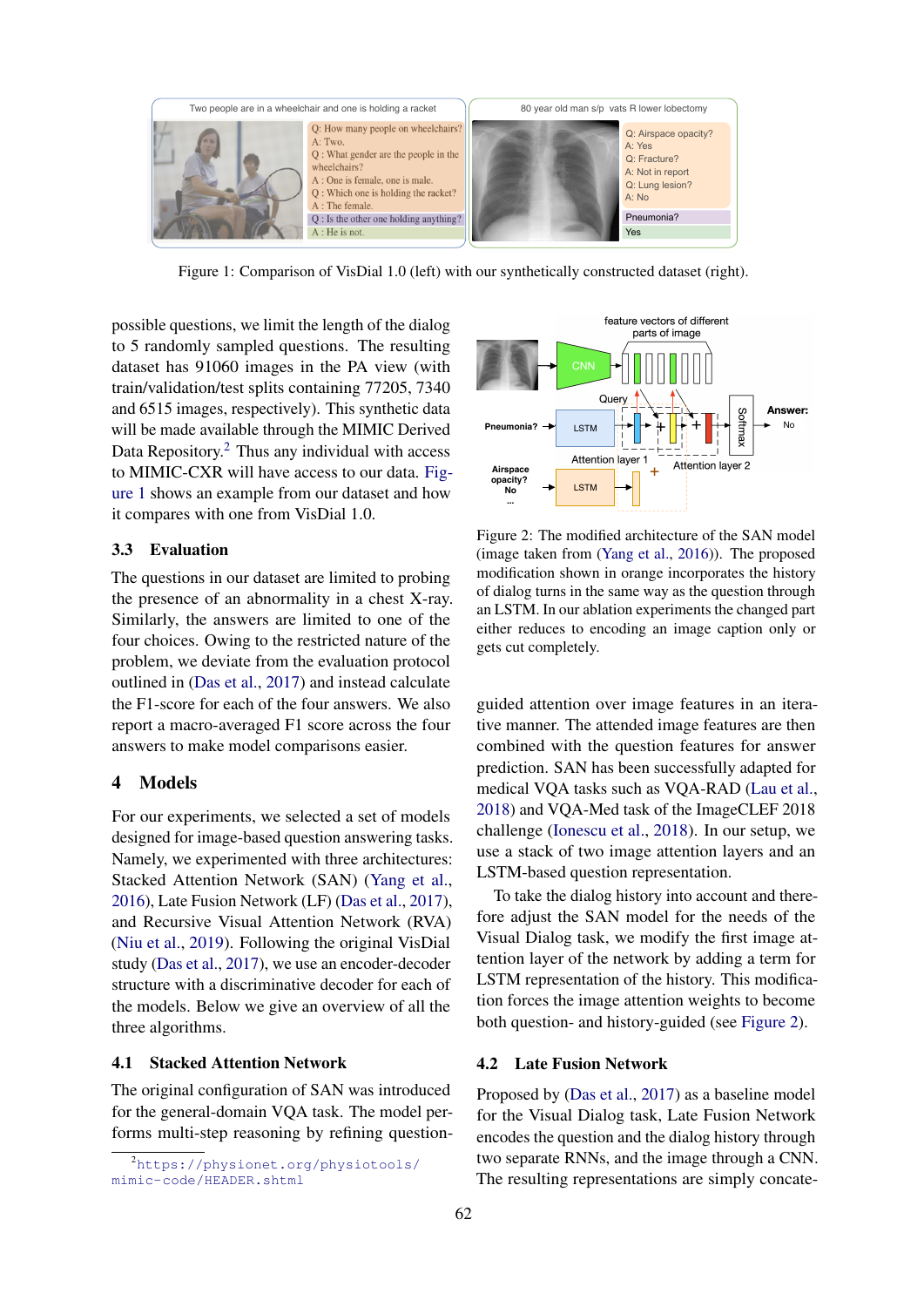Figure 1: Comparison of VisDial 1.0 (left) with our synthetically constructed dataset (right).

possible questions, we limit the length of the dialog to 5 randomly sampled questions. The resulting dataset has 91060 images in the PA view (with train/validation/test splits containing 77205, 7340 and 6515 images, respectively). This synthetic data will be made available through the MIMIC Derived Data Repository.[2] Thus any individual with access to MIMIC-CXR will have access to our data. Figure 1 shows an example from our dataset and how it compares with one from VisDial 1.0.

### 3.3 Evaluation

The questions in our dataset are limited to probing the presence of an abnormality in a chest X-ray. Similarly, the answers are limited to one of the four choices. Owing to the restricted nature of the problem, we deviate from the evaluation protocol outlined in (Das et al., 2017) and instead calculate the F1-score for each of the four answers. We also report a macro-averaged F1 score across the four answers to make model comparisons easier.

## 4 Models

For our experiments, we selected a set of models designed for image-based question answering tasks. Namely, we experimented with three architectures: Stacked Attention Network (SAN) (Yang et al., 2016), Late Fusion Network (LF) (Das et al., 2017), and Recursive Visual Attention Network (RVA) (Niu et al., 2019). Following the original VisDial study (Das et al., 2017), we use an encoder-decoder structure with a discriminative decoder for each of the models. Below we give an overview of all the three algorithms.

### 4.1 Stacked Attention Network

The original configuration of SAN was introduced for the general-domain VQA task. The model performs multi-step reasoning by refining question-guided attention over image features in an iterative manner. The attended image features are then combined with the question features for answer prediction. SAN has been successfully adapted for medical VQA tasks such as VQA-RAD (Lau et al., 2018) and VQA-Med task of the ImageCLEF 2018 challenge (Ionescu et al., 2018). In our setup, we use a stack of two image attention layers and an LSTM-based question representation.

Figure 2: The modified architecture of the SAN model (image taken from (Yang et al., 2016)). The proposed modification shown in orange incorporates the history of dialog turns in the same way as the question through an LSTM. In our ablation experiments the changed part either reduces to encoding an image caption only or gets cut completely.

To take the dialog history into account and therefore adjust the SAN model for the needs of the Visual Dialog task, we modify the first image attention layer of the network by adding a term for LSTM representation of the history. This modification forces the image attention weights to become both question- and history-guided (see Figure 2).

### 4.2 Late Fusion Network

Proposed by (Das et al., 2017) as a baseline model for the Visual Dialog task, Late Fusion Network encodes the question and the dialog history through two separate RNNs, and the image through a CNN. The resulting representations are simply concate-

[2] https://physionet.org/physiotools/mimic-code/HEADER.shtml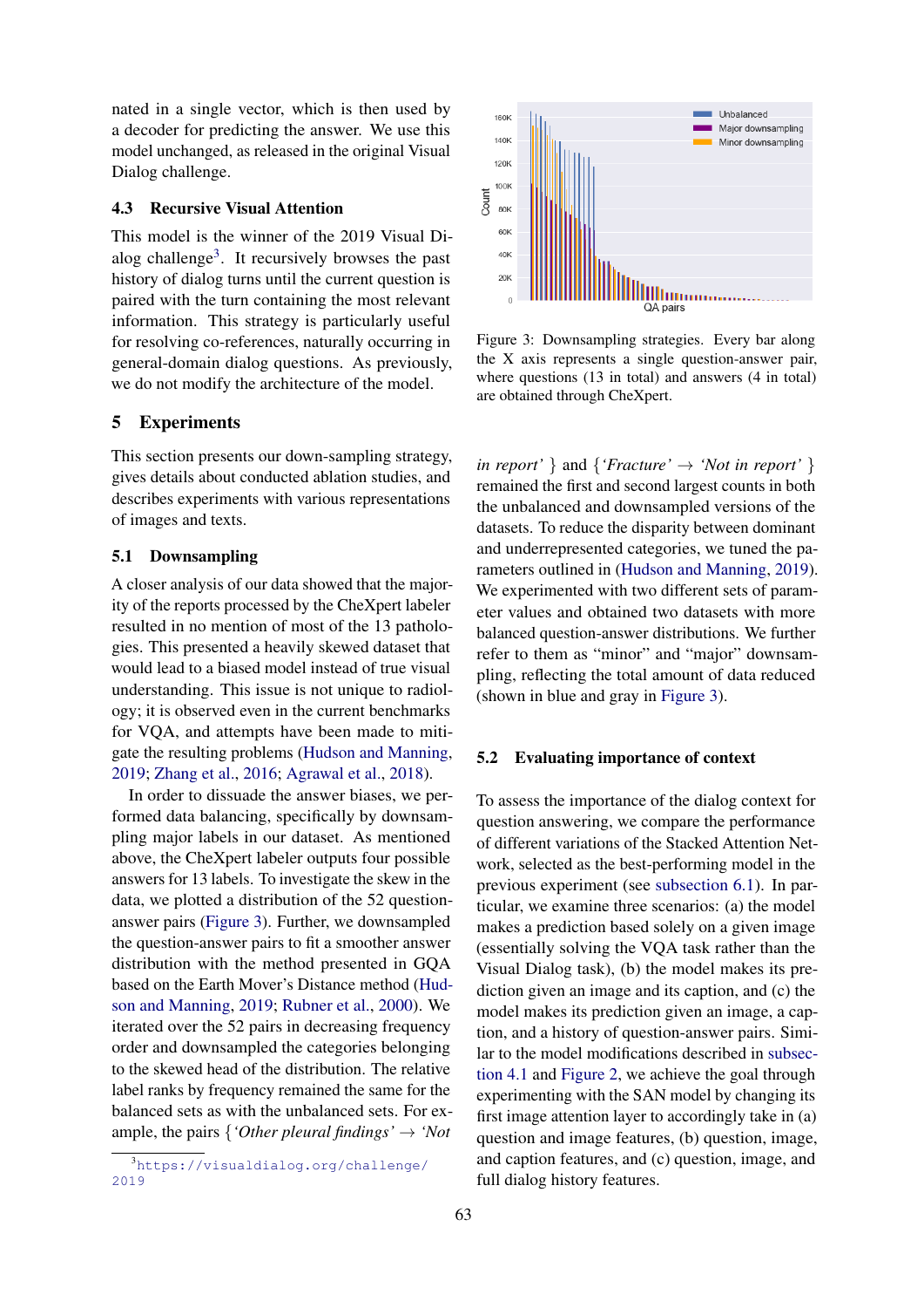nated in a single vector, which is then used by a decoder for predicting the answer. We use this model unchanged, as released in the original Visual Dialog challenge.

### 4.3 Recursive Visual Attention

This model is the winner of the 2019 Visual Dialog challenge[3]. It recursively browses the past history of dialog turns until the current question is paired with the turn containing the most relevant information. This strategy is particularly useful for resolving co-references, naturally occurring in general-domain dialog questions. As previously, we do not modify the architecture of the model.

## 5 Experiments

This section presents our down-sampling strategy, gives details about conducted ablation studies, and describes experiments with various representations of images and texts.

### 5.1 Downsampling

A closer analysis of our data showed that the majority of the reports processed by the CheXpert labeler resulted in no mention of most of the 13 pathologies. This presented a heavily skewed dataset that would lead to a biased model instead of true visual understanding. This issue is not unique to radiology; it is observed even in the current benchmarks for VQA, and attempts have been made to mitigate the resulting problems (Hudson and Manning, 2019; Zhang et al., 2016; Agrawal et al., 2018).

In order to dissuade the answer biases, we performed data balancing, specifically by downsampling major labels in our dataset. As mentioned above, the CheXpert labeler outputs four possible answers for 13 labels. To investigate the skew in the data, we plotted a distribution of the 52 question-answer pairs (Figure 3). Further, we downsampled the question-answer pairs to fit a smoother answer distribution with the method presented in GQA based on the Earth Mover's Distance method (Hudson and Manning, 2019; Rubner et al., 2000). We iterated over the 52 pairs in decreasing frequency order and downsampled the categories belonging to the skewed head of the distribution. The relative label ranks by frequency remained the same for the balanced sets as with the unbalanced sets. For example, the pairs {*'Other pleural findings'* → *'Not in report'* } and {*'Fracture'* → *'Not in report'* } remained the first and second largest counts in both the unbalanced and downsampled versions of the datasets. To reduce the disparity between dominant and underrepresented categories, we tuned the parameters outlined in (Hudson and Manning, 2019). We experimented with two different sets of parameter values and obtained two datasets with more balanced question-answer distributions. We further refer to them as "minor" and "major" downsampling, reflecting the total amount of data reduced (shown in blue and gray in Figure 3).

Figure 3: Downsampling strategies. Every bar along the X axis represents a single question-answer pair, where questions (13 in total) and answers (4 in total) are obtained through CheXpert.

### 5.2 Evaluating importance of context

To assess the importance of the dialog context for question answering, we compare the performance of different variations of the Stacked Attention Network, selected as the best-performing model in the previous experiment (see subsection 6.1). In particular, we examine three scenarios: (a) the model makes a prediction based solely on a given image (essentially solving the VQA task rather than the Visual Dialog task), (b) the model makes its prediction given an image and its caption, and (c) the model makes its prediction given an image, a caption, and a history of question-answer pairs. Similar to the model modifications described in subsection 4.1 and Figure 2, we achieve the goal through experimenting with the SAN model by changing its first image attention layer to accordingly take in (a) question and image features, (b) question, image, and caption features, and (c) question, image, and full dialog history features.

[3] https://visualdialog.org/challenge/2019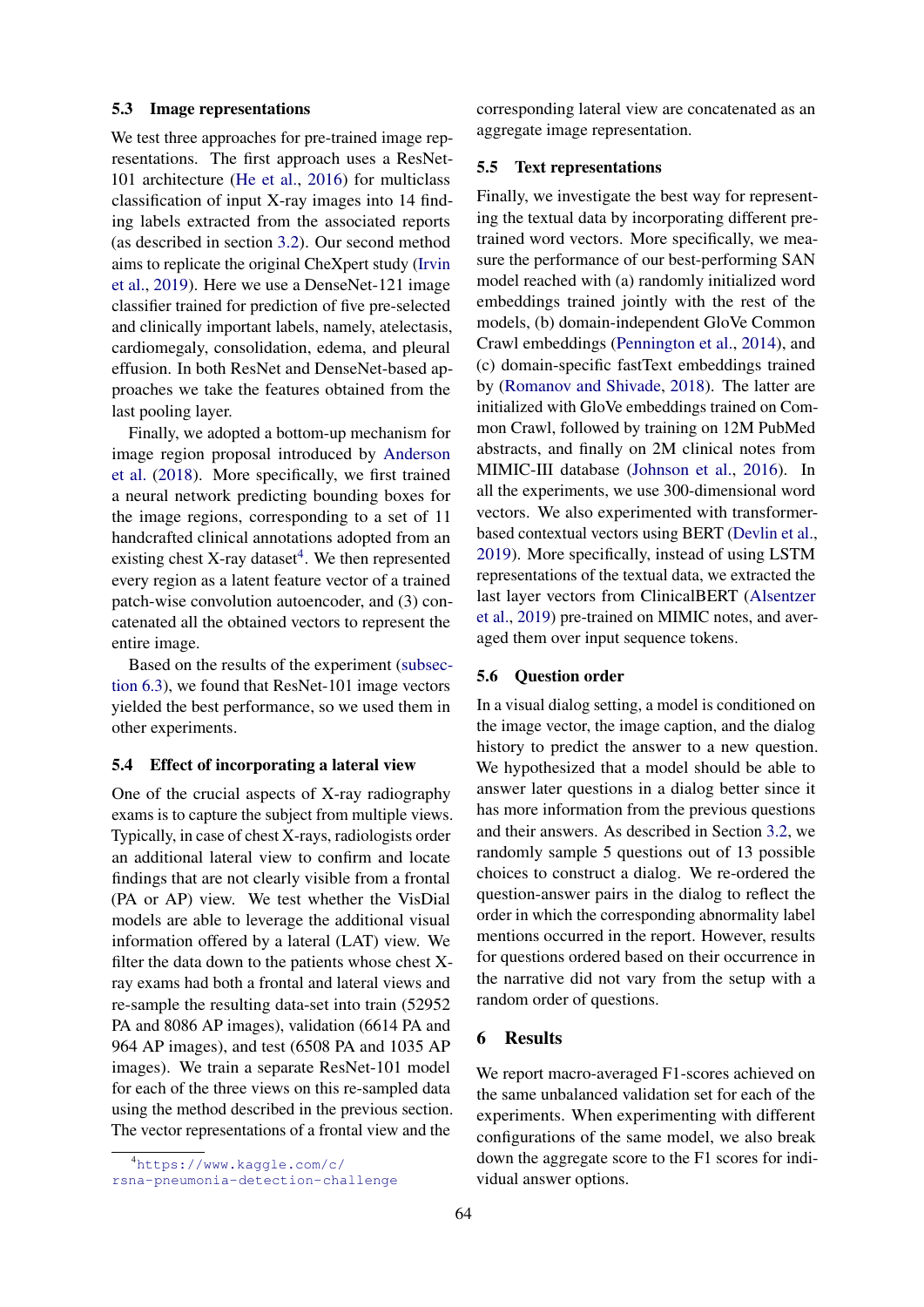### 5.3 Image representations

We test three approaches for pre-trained image representations. The first approach uses a ResNet-101 architecture (He et al., 2016) for multiclass classification of input X-ray images into 14 finding labels extracted from the associated reports (as described in section 3.2). Our second method aims to replicate the original CheXpert study (Irvin et al., 2019). Here we use a DenseNet-121 image classifier trained for prediction of five pre-selected and clinically important labels, namely, atelectasis, cardiomegaly, consolidation, edema, and pleural effusion. In both ResNet and DenseNet-based approaches we take the features obtained from the last pooling layer.

Finally, we adopted a bottom-up mechanism for image region proposal introduced by Anderson et al. (2018). More specifically, we first trained a neural network predicting bounding boxes for the image regions, corresponding to a set of 11 handcrafted clinical annotations adopted from an existing chest X-ray dataset[4]. We then represented every region as a latent feature vector of a trained patch-wise convolution autoencoder, and (3) concatenated all the obtained vectors to represent the entire image.

Based on the results of the experiment (subsection 6.3), we found that ResNet-101 image vectors yielded the best performance, so we used them in other experiments.

### 5.4 Effect of incorporating a lateral view

One of the crucial aspects of X-ray radiography exams is to capture the subject from multiple views. Typically, in case of chest X-rays, radiologists order an additional lateral view to confirm and locate findings that are not clearly visible from a frontal (PA or AP) view. We test whether the VisDial models are able to leverage the additional visual information offered by a lateral (LAT) view. We filter the data down to the patients whose chest X-ray exams had both a frontal and lateral views and re-sample the resulting data-set into train (52952 PA and 8086 AP images), validation (6614 PA and 964 AP images), and test (6508 PA and 1035 AP images). We train a separate ResNet-101 model for each of the three views on this re-sampled data using the method described in the previous section. The vector representations of a frontal view and the corresponding lateral view are concatenated as an aggregate image representation.

[4] https://www.kaggle.com/c/rsna-pneumonia-detection-challenge

### 5.5 Text representations

Finally, we investigate the best way for representing the textual data by incorporating different pre-trained word vectors. More specifically, we measure the performance of our best-performing SAN model reached with (a) randomly initialized word embeddings trained jointly with the rest of the models, (b) domain-independent GloVe Common Crawl embeddings (Pennington et al., 2014), and (c) domain-specific fastText embeddings trained by (Romanov and Shivade, 2018). The latter are initialized with GloVe embeddings trained on Common Crawl, followed by training on 12M PubMed abstracts, and finally on 2M clinical notes from MIMIC-III database (Johnson et al., 2016). In all the experiments, we use 300-dimensional word vectors. We also experimented with transformer-based contextual vectors using BERT (Devlin et al., 2019). More specifically, instead of using LSTM representations of the textual data, we extracted the last layer vectors from ClinicalBERT (Alsentzer et al., 2019) pre-trained on MIMIC notes, and averaged them over input sequence tokens.

### 5.6 Question order

In a visual dialog setting, a model is conditioned on the image vector, the image caption, and the dialog history to predict the answer to a new question. We hypothesized that a model should be able to answer later questions in a dialog better since it has more information from the previous questions and their answers. As described in Section 3.2, we randomly sample 5 questions out of 13 possible choices to construct a dialog. We re-ordered the question-answer pairs in the dialog to reflect the order in which the corresponding abnormality label mentions occurred in the report. However, results for questions ordered based on their occurrence in the narrative did not vary from the setup with a random order of questions.

## 6 Results

We report macro-averaged F1-scores achieved on the same unbalanced validation set for each of the experiments. When experimenting with different configurations of the same model, we also break down the aggregate score to the F1 scores for individual answer options.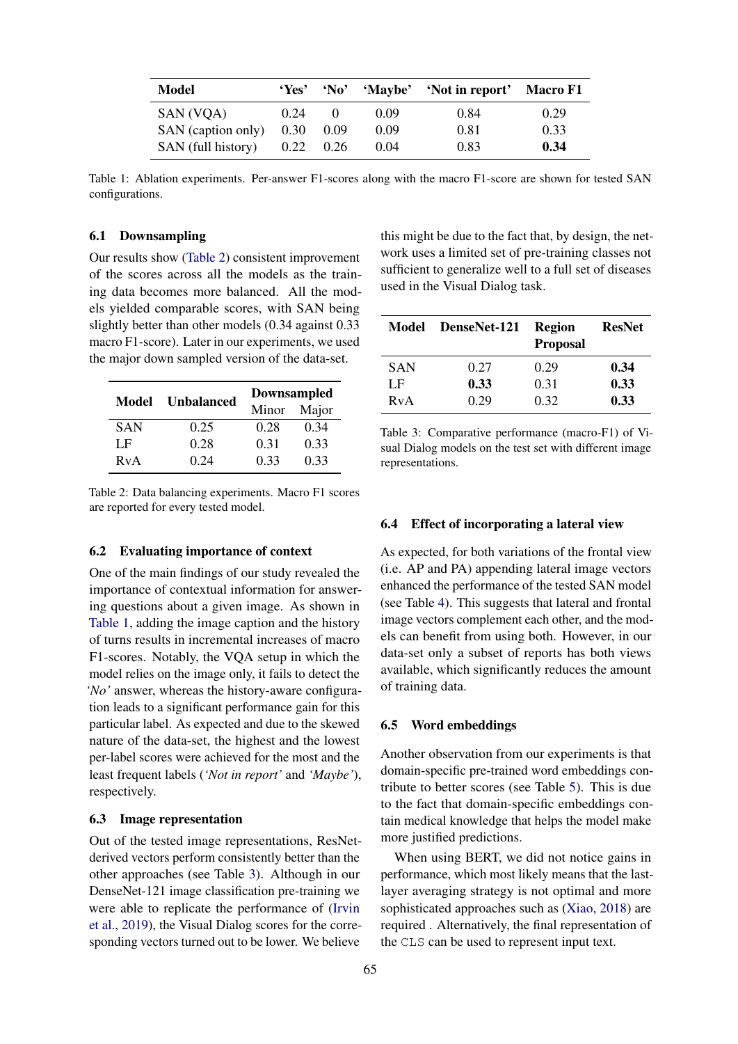| Model | 'Yes' | 'No' | 'Maybe' | 'Not in report' | Macro F1 |
|---|---|---|---|---|---|
| SAN (VQA) | 0.24 | 0 | 0.09 | 0.84 | 0.29 |
| SAN (caption only) | 0.30 | 0.09 | 0.09 | 0.81 | 0.33 |
| SAN (full history) | 0.22 | 0.26 | 0.04 | 0.83 | **0.34** |

Table 1: Ablation experiments. Per-answer F1-scores along with the macro F1-score are shown for tested SAN configurations.

### 6.1 Downsampling

Our results show (Table 2) consistent improvement of the scores across all the models as the training data becomes more balanced. All the models yielded comparable scores, with SAN being slightly better than other models (0.34 against 0.33 macro F1-score). Later in our experiments, we used the major down sampled version of the data-set.

| Model | Unbalanced | Downsampled | |
|---|---|---|---|
| | | Minor | Major |
| SAN | 0.25 | 0.28 | 0.34 |
| LF | 0.28 | 0.31 | 0.33 |
| RvA | 0.24 | 0.33 | 0.33 |

Table 2: Data balancing experiments. Macro F1 scores are reported for every tested model.

### 6.2 Evaluating importance of context

One of the main findings of our study revealed the importance of contextual information for answering questions about a given image. As shown in Table 1, adding the image caption and the history of turns results in incremental increases of macro F1-scores. Notably, the VQA setup in which the model relies on the image only, it fails to detect the *'No'* answer, whereas the history-aware configuration leads to a significant performance gain for this particular label. As expected and due to the skewed nature of the data-set, the highest and the lowest per-label scores were achieved for the most and the least frequent labels (*'Not in report'* and *'Maybe'*), respectively.

### 6.3 Image representation

Out of the tested image representations, ResNet-derived vectors perform consistently better than the other approaches (see Table 3). Although in our DenseNet-121 image classification pre-training we were able to replicate the performance of (Irvin et al., 2019), the Visual Dialog scores for the corresponding vectors turned out to be lower. We believe this might be due to the fact that, by design, the network uses a limited set of pre-training classes not sufficient to generalize well to a full set of diseases used in the Visual Dialog task.

| Model | DenseNet-121 | Region Proposal | ResNet |
|---|---|---|---|
| SAN | 0.27 | 0.29 | **0.34** |
| LF | **0.33** | 0.31 | **0.33** |
| RvA | 0.29 | 0.32 | **0.33** |

Table 3: Comparative performance (macro-F1) of Visual Dialog models on the test set with different image representations.

### 6.4 Effect of incorporating a lateral view

As expected, for both variations of the frontal view (i.e. AP and PA) appending lateral image vectors enhanced the performance of the tested SAN model (see Table 4). This suggests that lateral and frontal image vectors complement each other, and the models can benefit from using both. However, in our data-set only a subset of reports has both views available, which significantly reduces the amount of training data.

### 6.5 Word embeddings

Another observation from our experiments is that domain-specific pre-trained word embeddings contribute to better scores (see Table 5). This is due to the fact that domain-specific embeddings contain medical knowledge that helps the model make more justified predictions.

When using BERT, we did not notice gains in performance, which most likely means that the last-layer averaging strategy is not optimal and more sophisticated approaches such as (Xiao, 2018) are required . Alternatively, the final representation of the `CLS` can be used to represent input text.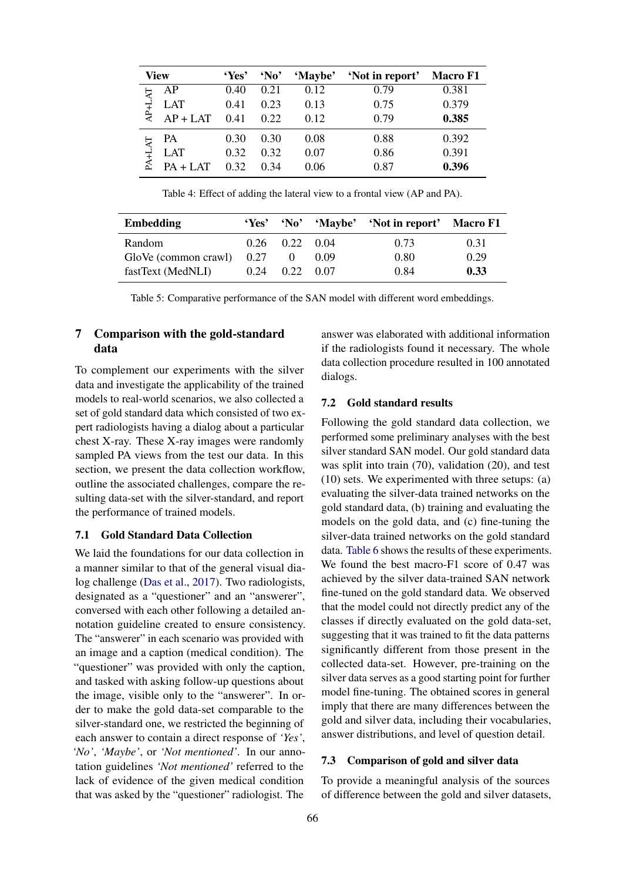| View | | 'Yes' | 'No' | 'Maybe' | 'Not in report' | Macro F1 |
|---|---|---|---|---|---|---|
| AP+LAT | AP | 0.40 | 0.21 | 0.12 | 0.79 | 0.381 |
| | LAT | 0.41 | 0.23 | 0.13 | 0.75 | 0.379 |
| | AP + LAT | 0.41 | 0.22 | 0.12 | 0.79 | **0.385** |
| PA+LAT | PA | 0.30 | 0.30 | 0.08 | 0.88 | 0.392 |
| | LAT | 0.32 | 0.32 | 0.07 | 0.86 | 0.391 |
| | PA + LAT | 0.32 | 0.34 | 0.06 | 0.87 | **0.396** |

Table 4: Effect of adding the lateral view to a frontal view (AP and PA).

| Embedding | 'Yes' | 'No' | 'Maybe' | 'Not in report' | Macro F1 |
|---|---|---|---|---|---|
| Random | 0.26 | 0.22 | 0.04 | 0.73 | 0.31 |
| GloVe (common crawl) | 0.27 | 0 | 0.09 | 0.80 | 0.29 |
| fastText (MedNLI) | 0.24 | 0.22 | 0.07 | 0.84 | **0.33** |

Table 5: Comparative performance of the SAN model with different word embeddings.

## 7 Comparison with the gold-standard data

To complement our experiments with the silver data and investigate the applicability of the trained models to real-world scenarios, we also collected a set of gold standard data which consisted of two expert radiologists having a dialog about a particular chest X-ray. These X-ray images were randomly sampled PA views from the test our data. In this section, we present the data collection workflow, outline the associated challenges, compare the resulting data-set with the silver-standard, and report the performance of trained models.

### 7.1 Gold Standard Data Collection

We laid the foundations for our data collection in a manner similar to that of the general visual dialog challenge (Das et al., 2017). Two radiologists, designated as a "questioner" and an "answerer", conversed with each other following a detailed annotation guideline created to ensure consistency. The "answerer" in each scenario was provided with an image and a caption (medical condition). The "questioner" was provided with only the caption, and tasked with asking follow-up questions about the image, visible only to the "answerer". In order to make the gold data-set comparable to the silver-standard one, we restricted the beginning of each answer to contain a direct response of *'Yes'*, *'No'*, *'Maybe'*, or *'Not mentioned'*. In our annotation guidelines *'Not mentioned'* referred to the lack of evidence of the given medical condition that was asked by the "questioner" radiologist. The answer was elaborated with additional information if the radiologists found it necessary. The whole data collection procedure resulted in 100 annotated dialogs.

### 7.2 Gold standard results

Following the gold standard data collection, we performed some preliminary analyses with the best silver standard SAN model. Our gold standard data was split into train (70), validation (20), and test (10) sets. We experimented with three setups: (a) evaluating the silver-data trained networks on the gold standard data, (b) training and evaluating the models on the gold data, and (c) fine-tuning the silver-data trained networks on the gold standard data. Table 6 shows the results of these experiments. We found the best macro-F1 score of 0.47 was achieved by the silver data-trained SAN network fine-tuned on the gold standard data. We observed that the model could not directly predict any of the classes if directly evaluated on the gold data-set, suggesting that it was trained to fit the data patterns significantly different from those present in the collected data-set. However, pre-training on the silver data serves as a good starting point for further model fine-tuning. The obtained scores in general imply that there are many differences between the gold and silver data, including their vocabularies, answer distributions, and level of question detail.

### 7.3 Comparison of gold and silver data

To provide a meaningful analysis of the sources of difference between the gold and silver datasets,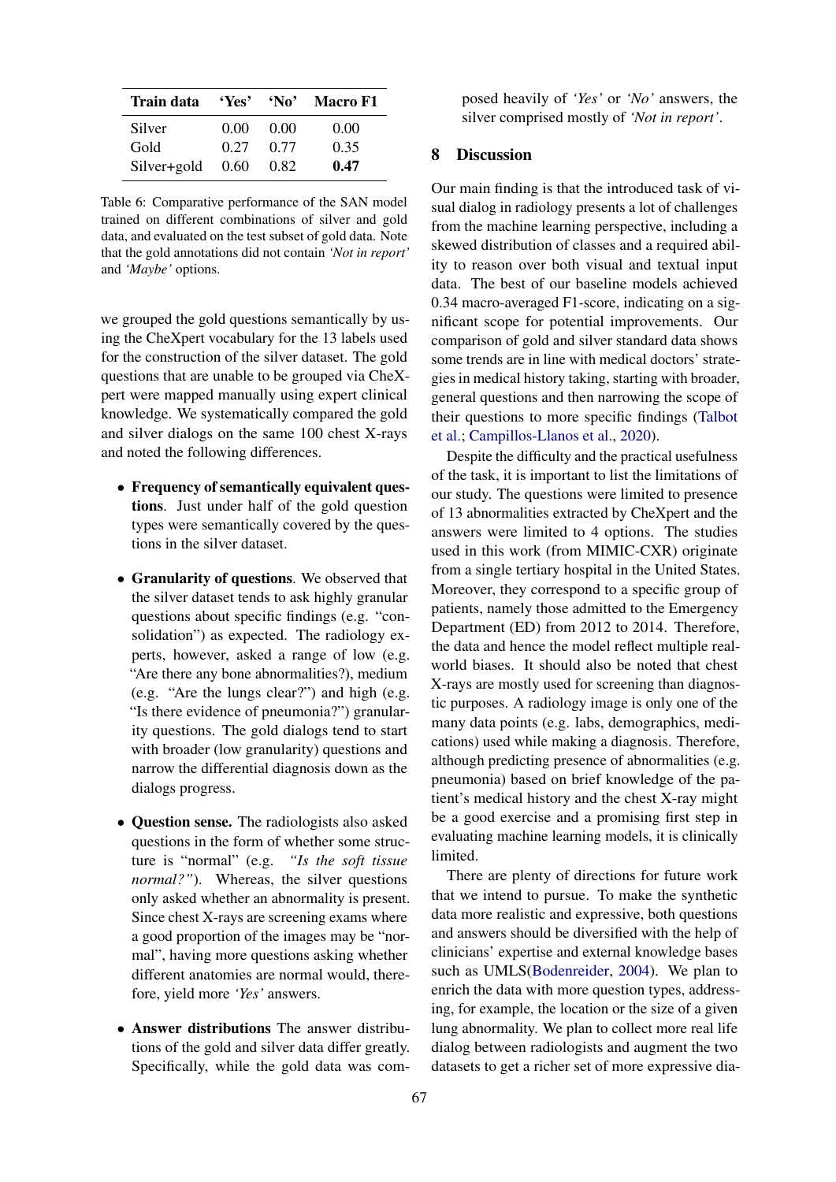| Train data | 'Yes' | 'No' | Macro F1 |
|---|---|---|---|
| Silver | 0.00 | 0.00 | 0.00 |
| Gold | 0.27 | 0.77 | 0.35 |
| Silver+gold | 0.60 | 0.82 | **0.47** |

Table 6: Comparative performance of the SAN model trained on different combinations of silver and gold data, and evaluated on the test subset of gold data. Note that the gold annotations did not contain *'Not in report'* and *'Maybe'* options.

we grouped the gold questions semantically by using the CheXpert vocabulary for the 13 labels used for the construction of the silver dataset. The gold questions that are unable to be grouped via CheXpert were mapped manually using expert clinical knowledge. We systematically compared the gold and silver dialogs on the same 100 chest X-rays and noted the following differences.

- **Frequency of semantically equivalent questions**. Just under half of the gold question types were semantically covered by the questions in the silver dataset.

- **Granularity of questions**. We observed that the silver dataset tends to ask highly granular questions about specific findings (e.g. "consolidation") as expected. The radiology experts, however, asked a range of low (e.g. "Are there any bone abnormalities?), medium (e.g. "Are the lungs clear?") and high (e.g. "Is there evidence of pneumonia?") granularity questions. The gold dialogs tend to start with broader (low granularity) questions and narrow the differential diagnosis down as the dialogs progress.

- **Question sense.** The radiologists also asked questions in the form of whether some structure is "normal" (e.g. *"Is the soft tissue normal?"*). Whereas, the silver questions only asked whether an abnormality is present. Since chest X-rays are screening exams where a good proportion of the images may be "normal", having more questions asking whether different anatomies are normal would, therefore, yield more *'Yes'* answers.

- **Answer distributions** The answer distributions of the gold and silver data differ greatly. Specifically, while the gold data was composed heavily of *'Yes'* or *'No'* answers, the silver comprised mostly of *'Not in report'*.

## 8 Discussion

Our main finding is that the introduced task of visual dialog in radiology presents a lot of challenges from the machine learning perspective, including a skewed distribution of classes and a required ability to reason over both visual and textual input data. The best of our baseline models achieved 0.34 macro-averaged F1-score, indicating on a significant scope for potential improvements. Our comparison of gold and silver standard data shows some trends are in line with medical doctors' strategies in medical history taking, starting with broader, general questions and then narrowing the scope of their questions to more specific findings (Talbot et al.; Campillos-Llanos et al., 2020).

Despite the difficulty and the practical usefulness of the task, it is important to list the limitations of our study. The questions were limited to presence of 13 abnormalities extracted by CheXpert and the answers were limited to 4 options. The studies used in this work (from MIMIC-CXR) originate from a single tertiary hospital in the United States. Moreover, they correspond to a specific group of patients, namely those admitted to the Emergency Department (ED) from 2012 to 2014. Therefore, the data and hence the model reflect multiple real-world biases. It should also be noted that chest X-rays are mostly used for screening than diagnostic purposes. A radiology image is only one of the many data points (e.g. labs, demographics, medications) used while making a diagnosis. Therefore, although predicting presence of abnormalities (e.g. pneumonia) based on brief knowledge of the patient's medical history and the chest X-ray might be a good exercise and a promising first step in evaluating machine learning models, it is clinically limited.

There are plenty of directions for future work that we intend to pursue. To make the synthetic data more realistic and expressive, both questions and answers should be diversified with the help of clinicians' expertise and external knowledge bases such as UMLS(Bodenreider, 2004). We plan to enrich the data with more question types, addressing, for example, the location or the size of a given lung abnormality. We plan to collect more real life dialog between radiologists and augment the two datasets to get a richer set of more expressive dia-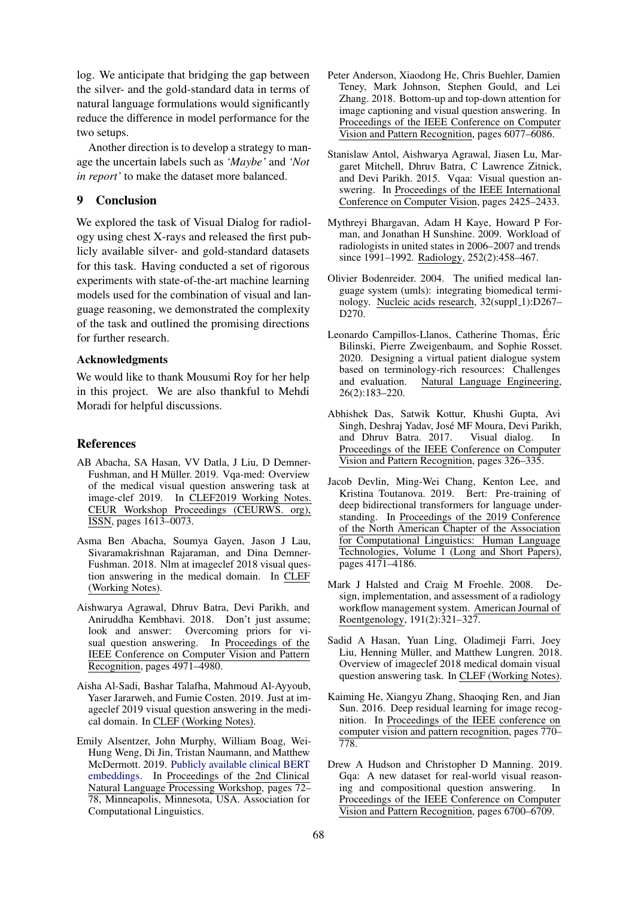log. We anticipate that bridging the gap between the silver- and the gold-standard data in terms of natural language formulations would significantly reduce the difference in model performance for the two setups.

Another direction is to develop a strategy to manage the uncertain labels such as *'Maybe'* and *'Not in report'* to make the dataset more balanced.

## 9 Conclusion

We explored the task of Visual Dialog for radiology using chest X-rays and released the first publicly available silver- and gold-standard datasets for this task. Having conducted a set of rigorous experiments with state-of-the-art machine learning models used for the combination of visual and language reasoning, we demonstrated the complexity of the task and outlined the promising directions for further research.

### Acknowledgments

We would like to thank Mousumi Roy for her help in this project. We are also thankful to Mehdi Moradi for helpful discussions.

## References

AB Abacha, SA Hasan, VV Datla, J Liu, D Demner-Fushman, and H Müller. 2019. Vqa-med: Overview of the medical visual question answering task at image-clef 2019. In CLEF2019 Working Notes. CEUR Workshop Proceedings (CEURWS. org), ISSN, pages 1613–0073.

Asma Ben Abacha, Soumya Gayen, Jason J Lau, Sivaramakrishnan Rajaraman, and Dina Demner-Fushman. 2018. Nlm at imageclef 2018 visual question answering in the medical domain. In CLEF (Working Notes).

Aishwarya Agrawal, Dhruv Batra, Devi Parikh, and Aniruddha Kembhavi. 2018. Don't just assume; look and answer: Overcoming priors for visual question answering. In Proceedings of the IEEE Conference on Computer Vision and Pattern Recognition, pages 4971–4980.

Aisha Al-Sadi, Bashar Talafha, Mahmoud Al-Ayyoub, Yaser Jararweh, and Fumie Costen. 2019. Just at imageclef 2019 visual question answering in the medical domain. In CLEF (Working Notes).

Emily Alsentzer, John Murphy, William Boag, Wei-Hung Weng, Di Jin, Tristan Naumann, and Matthew McDermott. 2019. Publicly available clinical BERT embeddings. In Proceedings of the 2nd Clinical Natural Language Processing Workshop, pages 72–78, Minneapolis, Minnesota, USA. Association for Computational Linguistics.

Peter Anderson, Xiaodong He, Chris Buehler, Damien Teney, Mark Johnson, Stephen Gould, and Lei Zhang. 2018. Bottom-up and top-down attention for image captioning and visual question answering. In Proceedings of the IEEE Conference on Computer Vision and Pattern Recognition, pages 6077–6086.

Stanislaw Antol, Aishwarya Agrawal, Jiasen Lu, Margaret Mitchell, Dhruv Batra, C Lawrence Zitnick, and Devi Parikh. 2015. Vqaa: Visual question answering. In Proceedings of the IEEE International Conference on Computer Vision, pages 2425–2433.

Mythreyi Bhargavan, Adam H Kaye, Howard P Forman, and Jonathan H Sunshine. 2009. Workload of radiologists in united states in 2006–2007 and trends since 1991–1992. Radiology, 252(2):458–467.

Olivier Bodenreider. 2004. The unified medical language system (umls): integrating biomedical terminology. Nucleic acids research, 32(suppl_1):D267–D270.

Leonardo Campillos-Llanos, Catherine Thomas, Éric Bilinski, Pierre Zweigenbaum, and Sophie Rosset. 2020. Designing a virtual patient dialogue system based on terminology-rich resources: Challenges and evaluation. Natural Language Engineering, 26(2):183–220.

Abhishek Das, Satwik Kottur, Khushi Gupta, Avi Singh, Deshraj Yadav, José MF Moura, Devi Parikh, and Dhruv Batra. 2017. Visual dialog. In Proceedings of the IEEE Conference on Computer Vision and Pattern Recognition, pages 326–335.

Jacob Devlin, Ming-Wei Chang, Kenton Lee, and Kristina Toutanova. 2019. Bert: Pre-training of deep bidirectional transformers for language understanding. In Proceedings of the 2019 Conference of the North American Chapter of the Association for Computational Linguistics: Human Language Technologies, Volume 1 (Long and Short Papers), pages 4171–4186.

Mark J Halsted and Craig M Froehle. 2008. Design, implementation, and assessment of a radiology workflow management system. American Journal of Roentgenology, 191(2):321–327.

Sadid A Hasan, Yuan Ling, Oladimeji Farri, Joey Liu, Henning Müller, and Matthew Lungren. 2018. Overview of imageclef 2018 medical domain visual question answering task. In CLEF (Working Notes).

Kaiming He, Xiangyu Zhang, Shaoqing Ren, and Jian Sun. 2016. Deep residual learning for image recognition. In Proceedings of the IEEE conference on computer vision and pattern recognition, pages 770–778.

Drew A Hudson and Christopher D Manning. 2019. Gqa: A new dataset for real-world visual reasoning and compositional question answering. In Proceedings of the IEEE Conference on Computer Vision and Pattern Recognition, pages 6700–6709.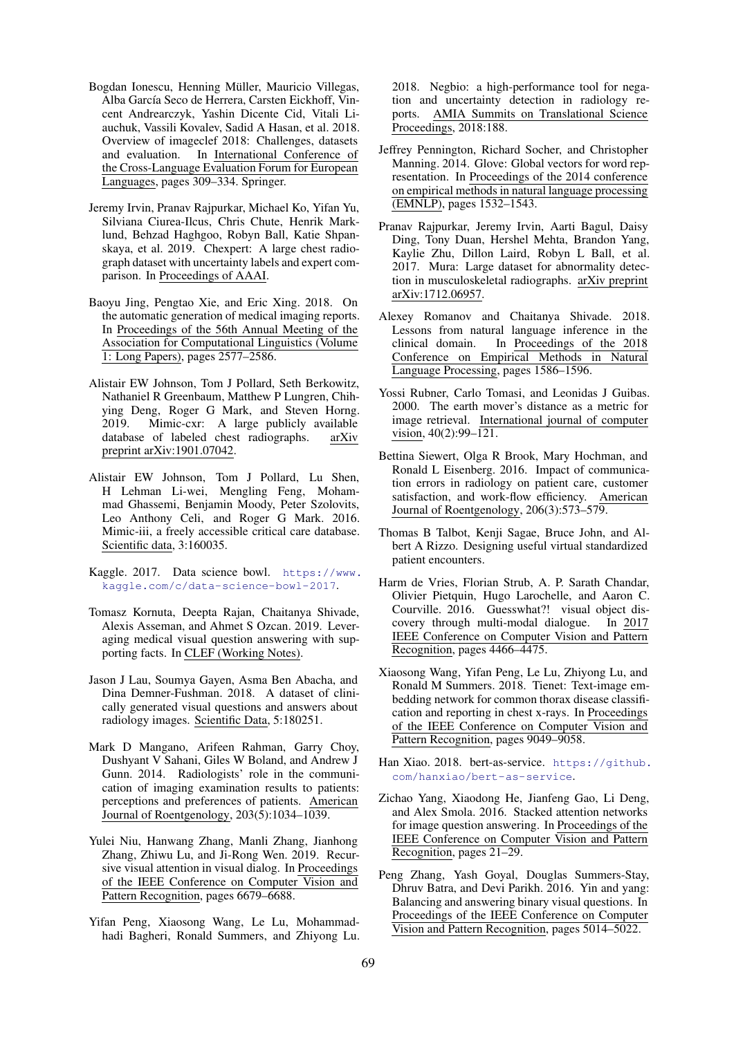Bogdan Ionescu, Henning Müller, Mauricio Villegas, Alba García Seco de Herrera, Carsten Eickhoff, Vincent Andrearczyk, Yashin Dicente Cid, Vitali Liauchuk, Vassili Kovalev, Sadid A Hasan, et al. 2018. Overview of imageclef 2018: Challenges, datasets and evaluation. In International Conference of the Cross-Language Evaluation Forum for European Languages, pages 309–334. Springer.

Jeremy Irvin, Pranav Rajpurkar, Michael Ko, Yifan Yu, Silviana Ciurea-Ilcus, Chris Chute, Henrik Marklund, Behzad Haghgoo, Robyn Ball, Katie Shpanskaya, et al. 2019. Chexpert: A large chest radiograph dataset with uncertainty labels and expert comparison. In Proceedings of AAAI.

Baoyu Jing, Pengtao Xie, and Eric Xing. 2018. On the automatic generation of medical imaging reports. In Proceedings of the 56th Annual Meeting of the Association for Computational Linguistics (Volume 1: Long Papers), pages 2577–2586.

Alistair EW Johnson, Tom J Pollard, Seth Berkowitz, Nathaniel R Greenbaum, Matthew P Lungren, Chih-ying Deng, Roger G Mark, and Steven Horng. 2019. Mimic-cxr: A large publicly available database of labeled chest radiographs. arXiv preprint arXiv:1901.07042.

Alistair EW Johnson, Tom J Pollard, Lu Shen, H Lehman Li-wei, Mengling Feng, Mohammad Ghassemi, Benjamin Moody, Peter Szolovits, Leo Anthony Celi, and Roger G Mark. 2016. Mimic-iii, a freely accessible critical care database. Scientific data, 3:160035.

Kaggle. 2017. Data science bowl. https://www.kaggle.com/c/data-science-bowl-2017.

Tomasz Kornuta, Deepta Rajan, Chaitanya Shivade, Alexis Asseman, and Ahmet S Ozcan. 2019. Leveraging medical visual question answering with supporting facts. In CLEF (Working Notes).

Jason J Lau, Soumya Gayen, Asma Ben Abacha, and Dina Demner-Fushman. 2018. A dataset of clinically generated visual questions and answers about radiology images. Scientific Data, 5:180251.

Mark D Mangano, Arifeen Rahman, Garry Choy, Dushyant V Sahani, Giles W Boland, and Andrew J Gunn. 2014. Radiologists' role in the communication of imaging examination results to patients: perceptions and preferences of patients. American Journal of Roentgenology, 203(5):1034–1039.

Yulei Niu, Hanwang Zhang, Manli Zhang, Jianhong Zhang, Zhiwu Lu, and Ji-Rong Wen. 2019. Recursive visual attention in visual dialog. In Proceedings of the IEEE Conference on Computer Vision and Pattern Recognition, pages 6679–6688.

Yifan Peng, Xiaosong Wang, Le Lu, Mohammadhadi Bagheri, Ronald Summers, and Zhiyong Lu. 2018. Negbio: a high-performance tool for negation and uncertainty detection in radiology reports. AMIA Summits on Translational Science Proceedings, 2018:188.

Jeffrey Pennington, Richard Socher, and Christopher Manning. 2014. Glove: Global vectors for word representation. In Proceedings of the 2014 conference on empirical methods in natural language processing (EMNLP), pages 1532–1543.

Pranav Rajpurkar, Jeremy Irvin, Aarti Bagul, Daisy Ding, Tony Duan, Hershel Mehta, Brandon Yang, Kaylie Zhu, Dillon Laird, Robyn L Ball, et al. 2017. Mura: Large dataset for abnormality detection in musculoskeletal radiographs. arXiv preprint arXiv:1712.06957.

Alexey Romanov and Chaitanya Shivade. 2018. Lessons from natural language inference in the clinical domain. In Proceedings of the 2018 Conference on Empirical Methods in Natural Language Processing, pages 1586–1596.

Yossi Rubner, Carlo Tomasi, and Leonidas J Guibas. 2000. The earth mover's distance as a metric for image retrieval. International journal of computer vision, 40(2):99–121.

Bettina Siewert, Olga R Brook, Mary Hochman, and Ronald L Eisenberg. 2016. Impact of communication errors in radiology on patient care, customer satisfaction, and work-flow efficiency. American Journal of Roentgenology, 206(3):573–579.

Thomas B Talbot, Kenji Sagae, Bruce John, and Albert A Rizzo. Designing useful virtual standardized patient encounters.

Harm de Vries, Florian Strub, A. P. Sarath Chandar, Olivier Pietquin, Hugo Larochelle, and Aaron C. Courville. 2016. Guesswhat?! visual object discovery through multi-modal dialogue. In 2017 IEEE Conference on Computer Vision and Pattern Recognition, pages 4466–4475.

Xiaosong Wang, Yifan Peng, Le Lu, Zhiyong Lu, and Ronald M Summers. 2018. Tienet: Text-image embedding network for common thorax disease classification and reporting in chest x-rays. In Proceedings of the IEEE Conference on Computer Vision and Pattern Recognition, pages 9049–9058.

Han Xiao. 2018. bert-as-service. https://github.com/hanxiao/bert-as-service.

Zichao Yang, Xiaodong He, Jianfeng Gao, Li Deng, and Alex Smola. 2016. Stacked attention networks for image question answering. In Proceedings of the IEEE Conference on Computer Vision and Pattern Recognition, pages 21–29.

Peng Zhang, Yash Goyal, Douglas Summers-Stay, Dhruv Batra, and Devi Parikh. 2016. Yin and yang: Balancing and answering binary visual questions. In Proceedings of the IEEE Conference on Computer Vision and Pattern Recognition, pages 5014–5022.